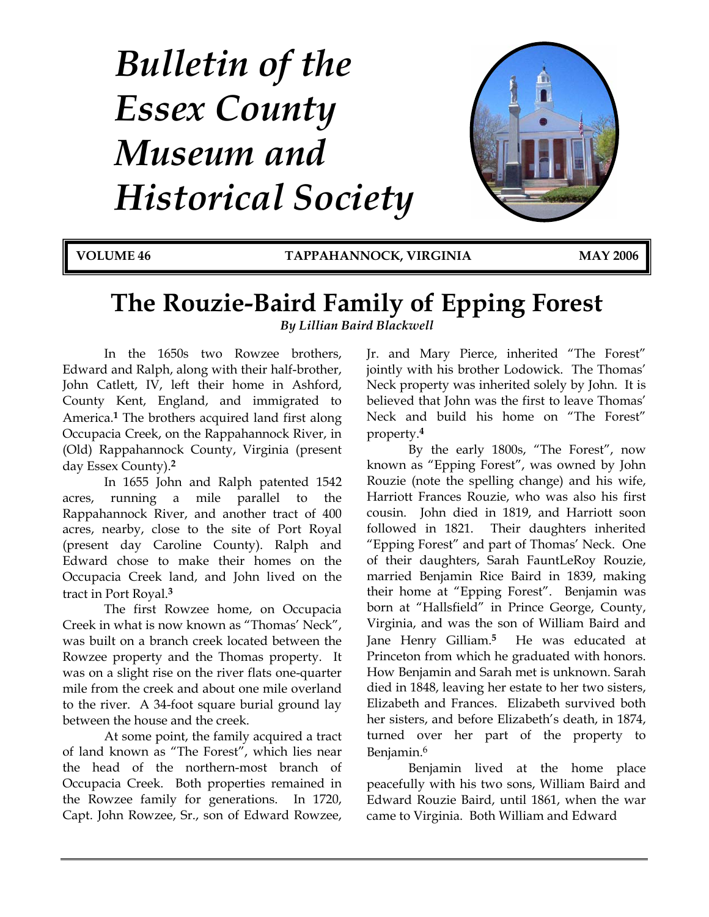# Bulletin of the Essex County Museum and Historical Society

**VOLUME 46 TAPPAHANNOCK, VIRGINIA MAY 2006**

## The Rouzie-Baird Family of Epping Forest

***By Lillian Baird Blackwell***

In the 1650s two Rowzee brothers, Edward and Ralph, along with their half-brother, John Catlett, IV, left their home in Ashford, County Kent, England, and immigrated to America.[1] The brothers acquired land first along Occupacia Creek, on the Rappahannock River, in (Old) Rappahannock County, Virginia (present day Essex County).[2]

In 1655 John and Ralph patented 1542 acres, running a mile parallel to the Rappahannock River, and another tract of 400 acres, nearby, close to the site of Port Royal (present day Caroline County). Ralph and Edward chose to make their homes on the Occupacia Creek land, and John lived on the tract in Port Royal.[3]

The first Rowzee home, on Occupacia Creek in what is now known as "Thomas' Neck", was built on a branch creek located between the Rowzee property and the Thomas property. It was on a slight rise on the river flats one-quarter mile from the creek and about one mile overland to the river. A 34-foot square burial ground lay between the house and the creek.

At some point, the family acquired a tract of land known as "The Forest", which lies near the head of the northern-most branch of Occupacia Creek. Both properties remained in the Rowzee family for generations. In 1720, Capt. John Rowzee, Sr., son of Edward Rowzee, Jr. and Mary Pierce, inherited "The Forest" jointly with his brother Lodowick. The Thomas' Neck property was inherited solely by John. It is believed that John was the first to leave Thomas' Neck and build his home on "The Forest" property.[4]

By the early 1800s, "The Forest", now known as "Epping Forest", was owned by John Rouzie (note the spelling change) and his wife, Harriott Frances Rouzie, who was also his first cousin. John died in 1819, and Harriott soon followed in 1821. Their daughters inherited "Epping Forest" and part of Thomas' Neck. One of their daughters, Sarah FauntLeRoy Rouzie, married Benjamin Rice Baird in 1839, making their home at "Epping Forest". Benjamin was born at "Hallsfield" in Prince George, County, Virginia, and was the son of William Baird and Jane Henry Gilliam.[5] He was educated at Princeton from which he graduated with honors. How Benjamin and Sarah met is unknown. Sarah died in 1848, leaving her estate to her two sisters, Elizabeth and Frances. Elizabeth survived both her sisters, and before Elizabeth's death, in 1874, turned over her part of the property to Benjamin.[6]

Benjamin lived at the home place peacefully with his two sons, William Baird and Edward Rouzie Baird, until 1861, when the war came to Virginia. Both William and Edward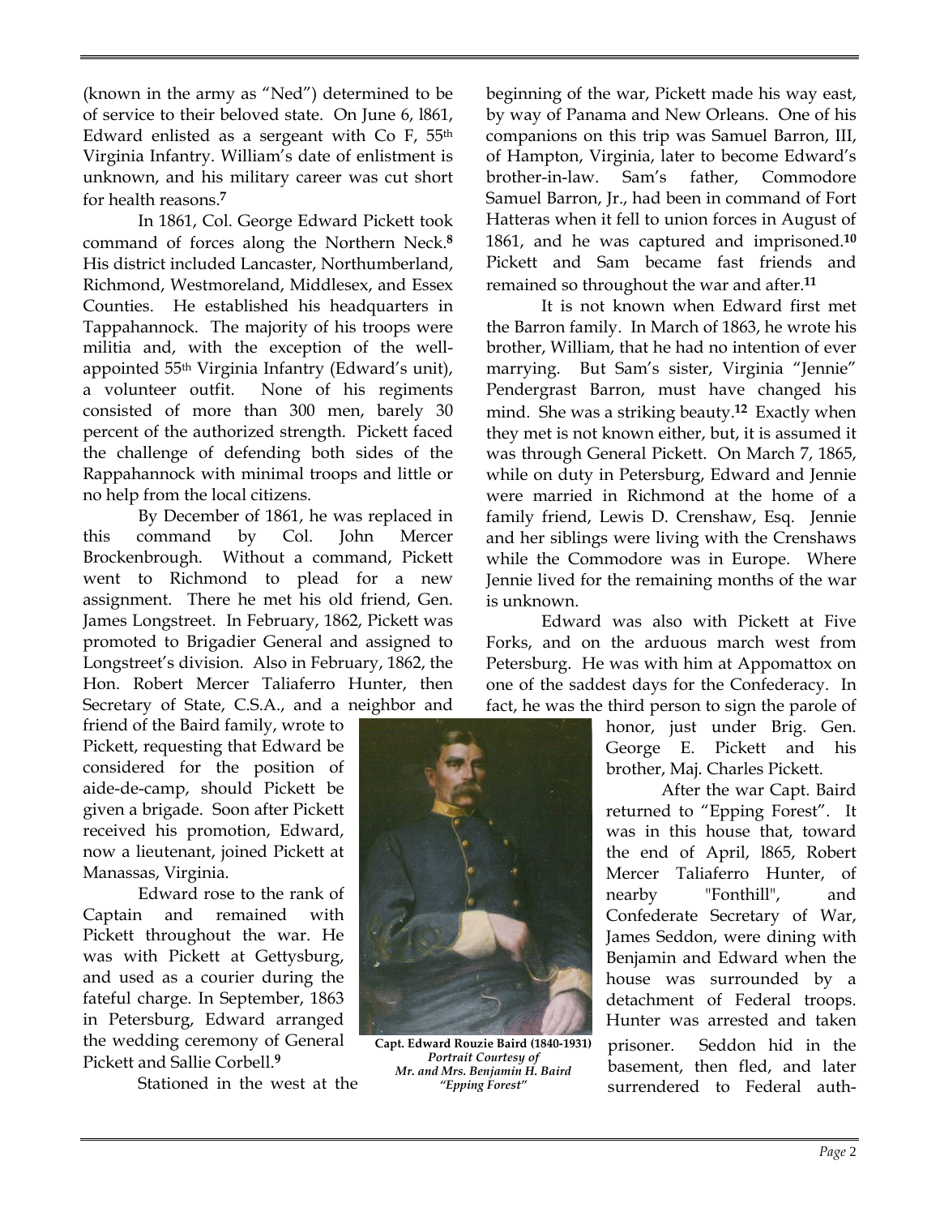(known in the army as "Ned") determined to be of service to their beloved state. On June 6, l861, Edward enlisted as a sergeant with Co F, 55th Virginia Infantry. William's date of enlistment is unknown, and his military career was cut short for health reasons.[7]

In 1861, Col. George Edward Pickett took command of forces along the Northern Neck.[8] His district included Lancaster, Northumberland, Richmond, Westmoreland, Middlesex, and Essex Counties. He established his headquarters in Tappahannock. The majority of his troops were militia and, with the exception of the well-appointed 55th Virginia Infantry (Edward's unit), a volunteer outfit. None of his regiments consisted of more than 300 men, barely 30 percent of the authorized strength. Pickett faced the challenge of defending both sides of the Rappahannock with minimal troops and little or no help from the local citizens.

By December of 1861, he was replaced in this command by Col. John Mercer Brockenbrough. Without a command, Pickett went to Richmond to plead for a new assignment. There he met his old friend, Gen. James Longstreet. In February, 1862, Pickett was promoted to Brigadier General and assigned to Longstreet's division. Also in February, 1862, the Hon. Robert Mercer Taliaferro Hunter, then Secretary of State, C.S.A., and a neighbor and friend of the Baird family, wrote to Pickett, requesting that Edward be considered for the position of aide-de-camp, should Pickett be given a brigade. Soon after Pickett received his promotion, Edward, now a lieutenant, joined Pickett at Manassas, Virginia.

Edward rose to the rank of Captain and remained with Pickett throughout the war. He was with Pickett at Gettysburg, and used as a courier during the fateful charge. In September, 1863 in Petersburg, Edward arranged the wedding ceremony of General Pickett and Sallie Corbell.[9]

Stationed in the west at the beginning of the war, Pickett made his way east, by way of Panama and New Orleans. One of his companions on this trip was Samuel Barron, III, of Hampton, Virginia, later to become Edward's brother-in-law. Sam's father, Commodore Samuel Barron, Jr., had been in command of Fort Hatteras when it fell to union forces in August of 1861, and he was captured and imprisoned.[10] Pickett and Sam became fast friends and remained so throughout the war and after.[11]

It is not known when Edward first met the Barron family. In March of 1863, he wrote his brother, William, that he had no intention of ever marrying. But Sam's sister, Virginia "Jennie" Pendergrast Barron, must have changed his mind. She was a striking beauty.[12] Exactly when they met is not known either, but, it is assumed it was through General Pickett. On March 7, 1865, while on duty in Petersburg, Edward and Jennie were married in Richmond at the home of a family friend, Lewis D. Crenshaw, Esq. Jennie and her siblings were living with the Crenshaws while the Commodore was in Europe. Where Jennie lived for the remaining months of the war is unknown.

Edward was also with Pickett at Five Forks, and on the arduous march west from Petersburg. He was with him at Appomattox on one of the saddest days for the Confederacy. In fact, he was the third person to sign the parole of honor, just under Brig. Gen. George E. Pickett and his brother, Maj. Charles Pickett.

**Capt. Edward Rouzie Baird (1840-1931)**
*Portrait Courtesy of Mr. and Mrs. Benjamin H. Baird "Epping Forest"*

After the war Capt. Baird returned to "Epping Forest". It was in this house that, toward the end of April, l865, Robert Mercer Taliaferro Hunter, of nearby "Fonthill", and Confederate Secretary of War, James Seddon, were dining with Benjamin and Edward when the house was surrounded by a detachment of Federal troops. Hunter was arrested and taken prisoner. Seddon hid in the basement, then fled, and later surrendered to Federal auth-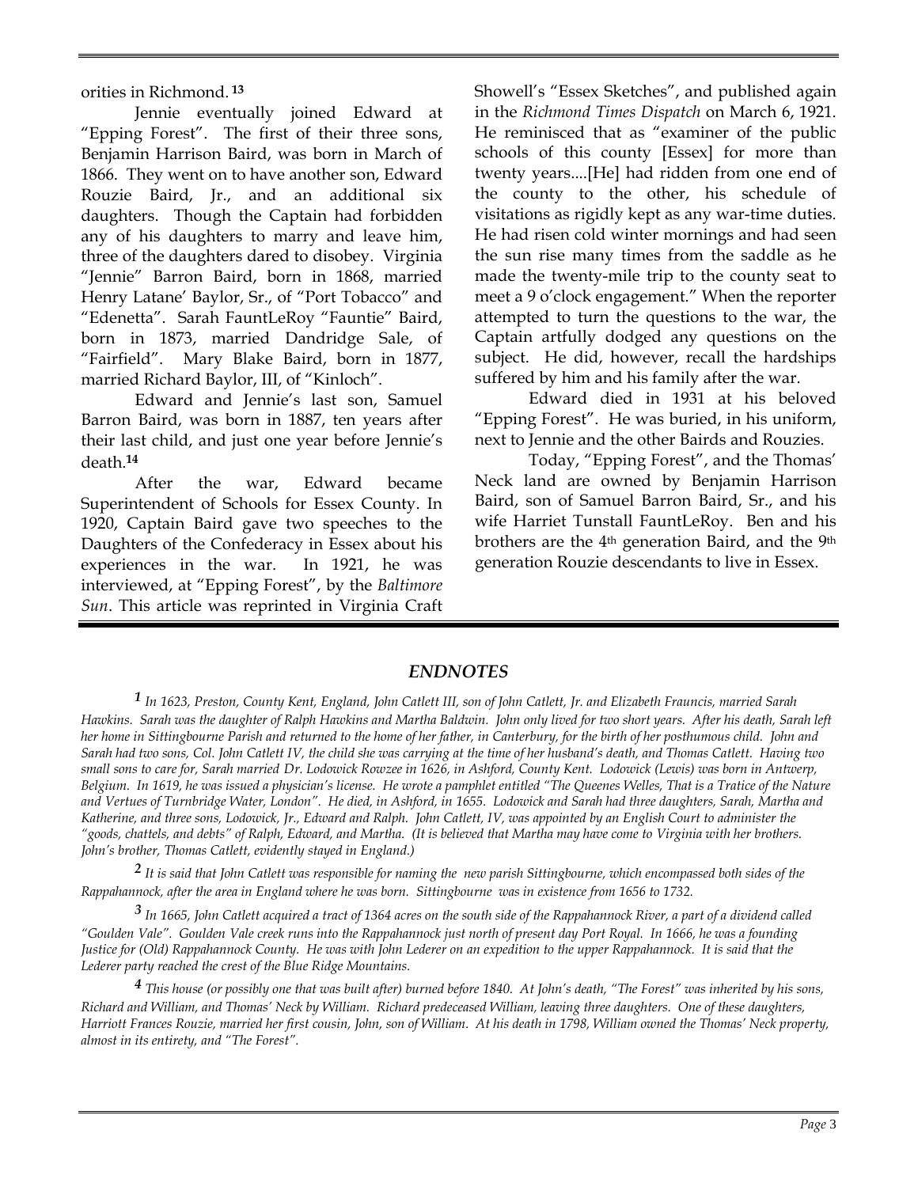orities in Richmond.[13]

Jennie eventually joined Edward at "Epping Forest". The first of their three sons, Benjamin Harrison Baird, was born in March of 1866. They went on to have another son, Edward Rouzie Baird, Jr., and an additional six daughters. Though the Captain had forbidden any of his daughters to marry and leave him, three of the daughters dared to disobey. Virginia "Jennie" Barron Baird, born in 1868, married Henry Latane' Baylor, Sr., of "Port Tobacco" and "Edenetta". Sarah FauntLeRoy "Fauntie" Baird, born in 1873, married Dandridge Sale, of "Fairfield". Mary Blake Baird, born in 1877, married Richard Baylor, III, of "Kinloch".

Edward and Jennie's last son, Samuel Barron Baird, was born in 1887, ten years after their last child, and just one year before Jennie's death.[14]

After the war, Edward became Superintendent of Schools for Essex County. In 1920, Captain Baird gave two speeches to the Daughters of the Confederacy in Essex about his experiences in the war. In 1921, he was interviewed, at "Epping Forest", by the *Baltimore Sun*. This article was reprinted in Virginia Craft Showell's "Essex Sketches", and published again in the *Richmond Times Dispatch* on March 6, 1921. He reminisced that as "examiner of the public schools of this county [Essex] for more than twenty years....[He] had ridden from one end of the county to the other, his schedule of visitations as rigidly kept as any war-time duties. He had risen cold winter mornings and had seen the sun rise many times from the saddle as he made the twenty-mile trip to the county seat to meet a 9 o'clock engagement." When the reporter attempted to turn the questions to the war, the Captain artfully dodged any questions on the subject. He did, however, recall the hardships suffered by him and his family after the war.

Edward died in 1931 at his beloved "Epping Forest". He was buried, in his uniform, next to Jennie and the other Bairds and Rouzies.

Today, "Epping Forest", and the Thomas' Neck land are owned by Benjamin Harrison Baird, son of Samuel Barron Baird, Sr., and his wife Harriet Tunstall FauntLeRoy. Ben and his brothers are the 4th generation Baird, and the 9th generation Rouzie descendants to live in Essex.

## *ENDNOTES*

*[1] In 1623, Preston, County Kent, England, John Catlett III, son of John Catlett, Jr. and Elizabeth Frauncis, married Sarah Hawkins. Sarah was the daughter of Ralph Hawkins and Martha Baldwin. John only lived for two short years. After his death, Sarah left her home in Sittingbourne Parish and returned to the home of her father, in Canterbury, for the birth of her posthumous child. John and Sarah had two sons, Col. John Catlett IV, the child she was carrying at the time of her husband's death, and Thomas Catlett. Having two small sons to care for, Sarah married Dr. Lodowick Rowzee in 1626, in Ashford, County Kent. Lodowick (Lewis) was born in Antwerp, Belgium. In 1619, he was issued a physician's license. He wrote a pamphlet entitled "The Queenes Welles, That is a Tratice of the Nature and Vertues of Turnbridge Water, London". He died, in Ashford, in 1655. Lodowick and Sarah had three daughters, Sarah, Martha and Katherine, and three sons, Lodowick, Jr., Edward and Ralph. John Catlett, IV, was appointed by an English Court to administer the "goods, chattels, and debts" of Ralph, Edward, and Martha. (It is believed that Martha may have come to Virginia with her brothers. John's brother, Thomas Catlett, evidently stayed in England.)*

*[2] It is said that John Catlett was responsible for naming the new parish Sittingbourne, which encompassed both sides of the Rappahannock, after the area in England where he was born. Sittingbourne was in existence from 1656 to 1732.*

*[3] In 1665, John Catlett acquired a tract of 1364 acres on the south side of the Rappahannock River, a part of a dividend called "Goulden Vale". Goulden Vale creek runs into the Rappahannock just north of present day Port Royal. In 1666, he was a founding Justice for (Old) Rappahannock County. He was with John Lederer on an expedition to the upper Rappahannock. It is said that the Lederer party reached the crest of the Blue Ridge Mountains.*

*[4] This house (or possibly one that was built after) burned before 1840. At John's death, "The Forest" was inherited by his sons, Richard and William, and Thomas' Neck by William. Richard predeceased William, leaving three daughters. One of these daughters, Harriott Frances Rouzie, married her first cousin, John, son of William. At his death in 1798, William owned the Thomas' Neck property, almost in its entirety, and "The Forest".*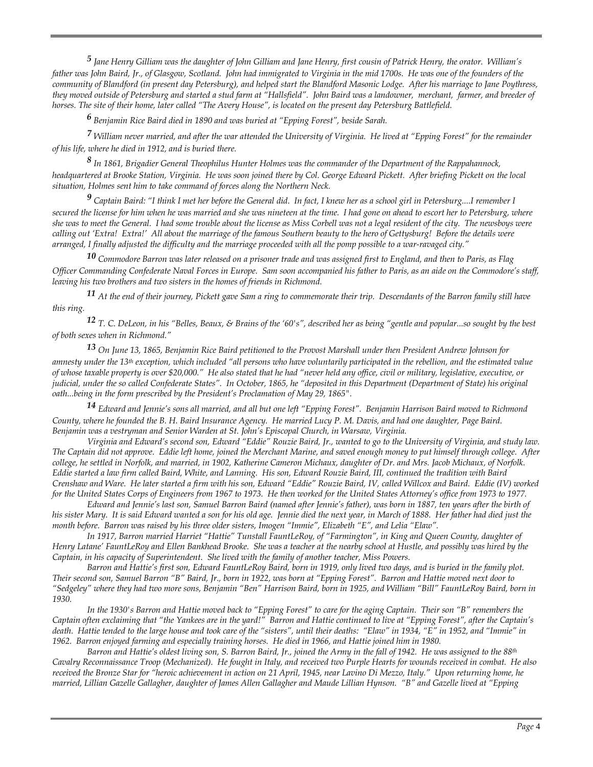*[5] Jane Henry Gilliam was the daughter of John Gilliam and Jane Henry, first cousin of Patrick Henry, the orator. William's father was John Baird, Jr., of Glasgow, Scotland. John had immigrated to Virginia in the mid 1700s. He was one of the founders of the community of Blandford (in present day Petersburg), and helped start the Blandford Masonic Lodge. After his marriage to Jane Poythress, they moved outside of Petersburg and started a stud farm at "Hallsfield". John Baird was a landowner, merchant, farmer, and breeder of horses. The site of their home, later called "The Avery House", is located on the present day Petersburg Battlefield.*

*[6] Benjamin Rice Baird died in 1890 and was buried at "Epping Forest", beside Sarah.*

*[7] William never married, and after the war attended the University of Virginia. He lived at "Epping Forest" for the remainder of his life, where he died in 1912, and is buried there.*

*[8] In 1861, Brigadier General Theophilus Hunter Holmes was the commander of the Department of the Rappahannock, headquartered at Brooke Station, Virginia. He was soon joined there by Col. George Edward Pickett. After briefing Pickett on the local situation, Holmes sent him to take command of forces along the Northern Neck.*

*[9] Captain Baird: "I think I met her before the General did. In fact, I knew her as a school girl in Petersburg....I remember I secured the license for him when he was married and she was nineteen at the time. I had gone on ahead to escort her to Petersburg, where she was to meet the General. I had some trouble about the license as Miss Corbell was not a legal resident of the city. The newsboys were calling out 'Extra! Extra!' All about the marriage of the famous Southern beauty to the hero of Gettysburg! Before the details were arranged, I finally adjusted the difficulty and the marriage proceeded with all the pomp possible to a war-ravaged city."*

*[10] Commodore Barron was later released on a prisoner trade and was assigned first to England, and then to Paris, as Flag Officer Commanding Confederate Naval Forces in Europe. Sam soon accompanied his father to Paris, as an aide on the Commodore's staff, leaving his two brothers and two sisters in the homes of friends in Richmond.*

*[11] At the end of their journey, Pickett gave Sam a ring to commemorate their trip. Descendants of the Barron family still have this ring.*

*[12] T. C. DeLeon, in his "Belles, Beaux, & Brains of the '60's", described her as being "gentle and popular...so sought by the best of both sexes when in Richmond."*

*[13] On June 13, 1865, Benjamin Rice Baird petitioned to the Provost Marshall under then President Andrew Johnson for amnesty under the 13th exception, which included "all persons who have voluntarily participated in the rebellion, and the estimated value of whose taxable property is over $20,000." He also stated that he had "never held any office, civil or military, legislative, executive, or judicial, under the so called Confederate States". In October, 1865, he "deposited in this Department (Department of State) his original oath...being in the form prescribed by the President's Proclamation of May 29, 1865".*

*[14] Edward and Jennie's sons all married, and all but one left "Epping Forest". Benjamin Harrison Baird moved to Richmond County, where he founded the B. H. Baird Insurance Agency. He married Lucy P. M. Davis, and had one daughter, Page Baird. Benjamin was a vestryman and Senior Warden at St. John's Episcopal Church, in Warsaw, Virginia.*

*Virginia and Edward's second son, Edward "Eddie" Rouzie Baird, Jr., wanted to go to the University of Virginia, and study law. The Captain did not approve. Eddie left home, joined the Merchant Marine, and saved enough money to put himself through college. After college, he settled in Norfolk, and married, in 1902, Katherine Cameron Michaux, daughter of Dr. and Mrs. Jacob Michaux, of Norfolk. Eddie started a law firm called Baird, White, and Lanning. His son, Edward Rouzie Baird, III, continued the tradition with Baird Crenshaw and Ware. He later started a firm with his son, Edward "Eddie" Rouzie Baird, IV, called Willcox and Baird. Eddie (IV) worked for the United States Corps of Engineers from 1967 to 1973. He then worked for the United States Attorney's office from 1973 to 1977.*

*Edward and Jennie's last son, Samuel Barron Baird (named after Jennie's father), was born in 1887, ten years after the birth of his sister Mary. It is said Edward wanted a son for his old age. Jennie died the next year, in March of 1888. Her father had died just the month before. Barron was raised by his three older sisters, Imogen "Immie", Elizabeth "E", and Lelia "Elaw".*

*In 1917, Barron married Harriet "Hattie" Tunstall FauntLeRoy, of "Farmington", in King and Queen County, daughter of Henry Latane' FauntLeRoy and Ellen Bankhead Brooke. She was a teacher at the nearby school at Hustle, and possibly was hired by the Captain, in his capacity of Superintendent. She lived with the family of another teacher, Miss Powers.*

*Barron and Hattie's first son, Edward FauntLeRoy Baird, born in 1919, only lived two days, and is buried in the family plot. Their second son, Samuel Barron "B" Baird, Jr., born in 1922, was born at "Epping Forest". Barron and Hattie moved next door to "Sedgeley" where they had two more sons, Benjamin "Ben" Harrison Baird, born in 1925, and William "Bill" FauntLeRoy Baird, born in 1930.*

*In the 1930's Barron and Hattie moved back to "Epping Forest" to care for the aging Captain. Their son "B" remembers the Captain often exclaiming that "the Yankees are in the yard!" Barron and Hattie continued to live at "Epping Forest", after the Captain's death. Hattie tended to the large house and took care of the "sisters", until their deaths: "Elaw" in 1934, "E" in 1952, and "Immie" in 1962. Barron enjoyed farming and especially training horses. He died in 1966, and Hattie joined him in 1980.*

*Barron and Hattie's oldest living son, S. Barron Baird, Jr., joined the Army in the fall of 1942. He was assigned to the 88th Cavalry Reconnaissance Troop (Mechanized). He fought in Italy, and received two Purple Hearts for wounds received in combat. He also received the Bronze Star for "heroic achievement in action on 21 April, 1945, near Lavino Di Mezzo, Italy." Upon returning home, he married, Lillian Gazelle Gallagher, daughter of James Allen Gallagher and Maude Lillian Hynson. "B" and Gazelle lived at "Epping*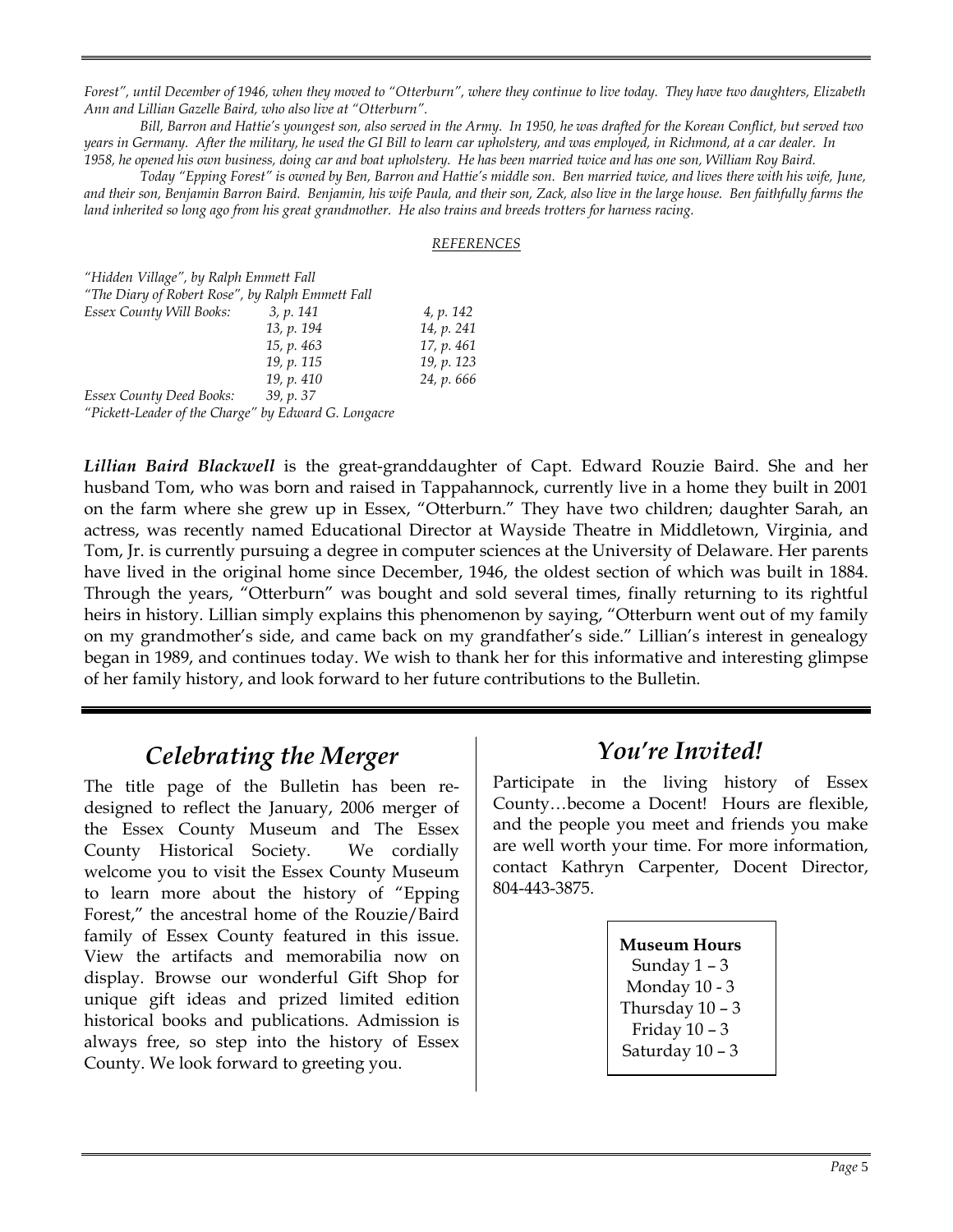*Forest", until December of 1946, when they moved to "Otterburn", where they continue to live today. They have two daughters, Elizabeth Ann and Lillian Gazelle Baird, who also live at "Otterburn".*

*Bill, Barron and Hattie's youngest son, also served in the Army. In 1950, he was drafted for the Korean Conflict, but served two years in Germany. After the military, he used the GI Bill to learn car upholstery, and was employed, in Richmond, at a car dealer. In 1958, he opened his own business, doing car and boat upholstery. He has been married twice and has one son, William Roy Baird.*

*Today "Epping Forest" is owned by Ben, Barron and Hattie's middle son. Ben married twice, and lives there with his wife, June, and their son, Benjamin Barron Baird. Benjamin, his wife Paula, and their son, Zack, also live in the large house. Ben faithfully farms the land inherited so long ago from his great grandmother. He also trains and breeds trotters for harness racing.*

*REFERENCES*

*"Hidden Village", by Ralph Emmett Fall*
*"The Diary of Robert Rose", by Ralph Emmett Fall*

| | | |
|---|---|---|
| *Essex County Will Books:* | *3, p. 141* | *4, p. 142* |
| | *13, p. 194* | *14, p. 241* |
| | *15, p. 463* | *17, p. 461* |
| | *19, p. 115* | *19, p. 123* |
| | *19, p. 410* | *24, p. 666* |
| *Essex County Deed Books:* | *39, p. 37* | |

*"Pickett-Leader of the Charge" by Edward G. Longacre*

***Lillian Baird Blackwell*** is the great-granddaughter of Capt. Edward Rouzie Baird. She and her husband Tom, who was born and raised in Tappahannock, currently live in a home they built in 2001 on the farm where she grew up in Essex, "Otterburn." They have two children; daughter Sarah, an actress, was recently named Educational Director at Wayside Theatre in Middletown, Virginia, and Tom, Jr. is currently pursuing a degree in computer sciences at the University of Delaware. Her parents have lived in the original home since December, 1946, the oldest section of which was built in 1884. Through the years, "Otterburn" was bought and sold several times, finally returning to its rightful heirs in history. Lillian simply explains this phenomenon by saying, "Otterburn went out of my family on my grandmother's side, and came back on my grandfather's side." Lillian's interest in genealogy began in 1989, and continues today. We wish to thank her for this informative and interesting glimpse of her family history, and look forward to her future contributions to the Bulletin.

## *Celebrating the Merger*

The title page of the Bulletin has been re-designed to reflect the January, 2006 merger of the Essex County Museum and The Essex County Historical Society. We cordially welcome you to visit the Essex County Museum to learn more about the history of "Epping Forest," the ancestral home of the Rouzie/Baird family of Essex County featured in this issue. View the artifacts and memorabilia now on display. Browse our wonderful Gift Shop for unique gift ideas and prized limited edition historical books and publications. Admission is always free, so step into the history of Essex County. We look forward to greeting you.

## *You're Invited!*

Participate in the living history of Essex County…become a Docent! Hours are flexible, and the people you meet and friends you make are well worth your time. For more information, contact Kathryn Carpenter, Docent Director, 804-443-3875.

**Museum Hours**
Sunday 1 – 3
Monday 10 - 3
Thursday 10 – 3
Friday 10 – 3
Saturday 10 – 3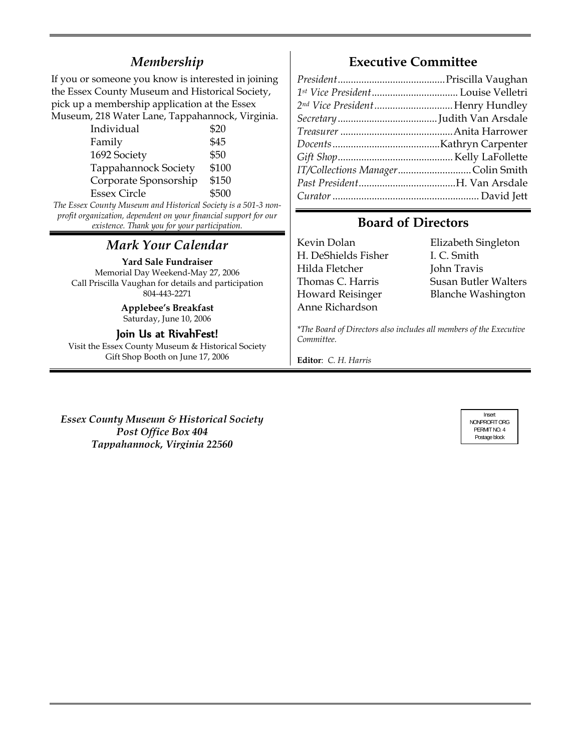## *Membership*

If you or someone you know is interested in joining the Essex County Museum and Historical Society, pick up a membership application at the Essex Museum, 218 Water Lane, Tappahannock, Virginia.

| | |
|---|---|
| Individual | $20 |
| Family | $45 |
| 1692 Society | $50 |
| Tappahannock Society | $100 |
| Corporate Sponsorship | $150 |
| Essex Circle | $500 |

*The Essex County Museum and Historical Society is a 501-3 non-profit organization, dependent on your financial support for our existence. Thank you for your participation.*

## *Mark Your Calendar*

**Yard Sale Fundraiser**
Memorial Day Weekend-May 27, 2006
Call Priscilla Vaughan for details and participation
804-443-2271

**Applebee's Breakfast**
Saturday, June 10, 2006

**Join Us at RivahFest!**
Visit the Essex County Museum & Historical Society Gift Shop Booth on June 17, 2006

## Executive Committee

*President* .......................................... Priscilla Vaughan
*1st Vice President* ................................. Louise Velletri
*2nd Vice President* .............................. Henry Hundley
*Secretary* ...................................... Judith Van Arsdale
*Treasurer* ........................................... Anita Harrower
*Docents* .......................................... Kathryn Carpenter
*Gift Shop* ............................................ Kelly LaFollette
*IT/Collections Manager* ............................ Colin Smith
*Past President* ..................................... H. Van Arsdale
*Curator* ........................................................ David Jett

## Board of Directors

Kevin Dolan
H. DeShields Fisher
Hilda Fletcher
Thomas C. Harris
Howard Reisinger
Anne Richardson
Elizabeth Singleton
I. C. Smith
John Travis
Susan Butler Walters
Blanche Washington

*\*The Board of Directors also includes all members of the Executive Committee.*

**Editor**: *C. H. Harris*

***Essex County Museum & Historical Society***
***Post Office Box 404***
***Tappahannock, Virginia 22560***

Insert
NONPROFIT ORG
PERMIT NO. 4
Postage block